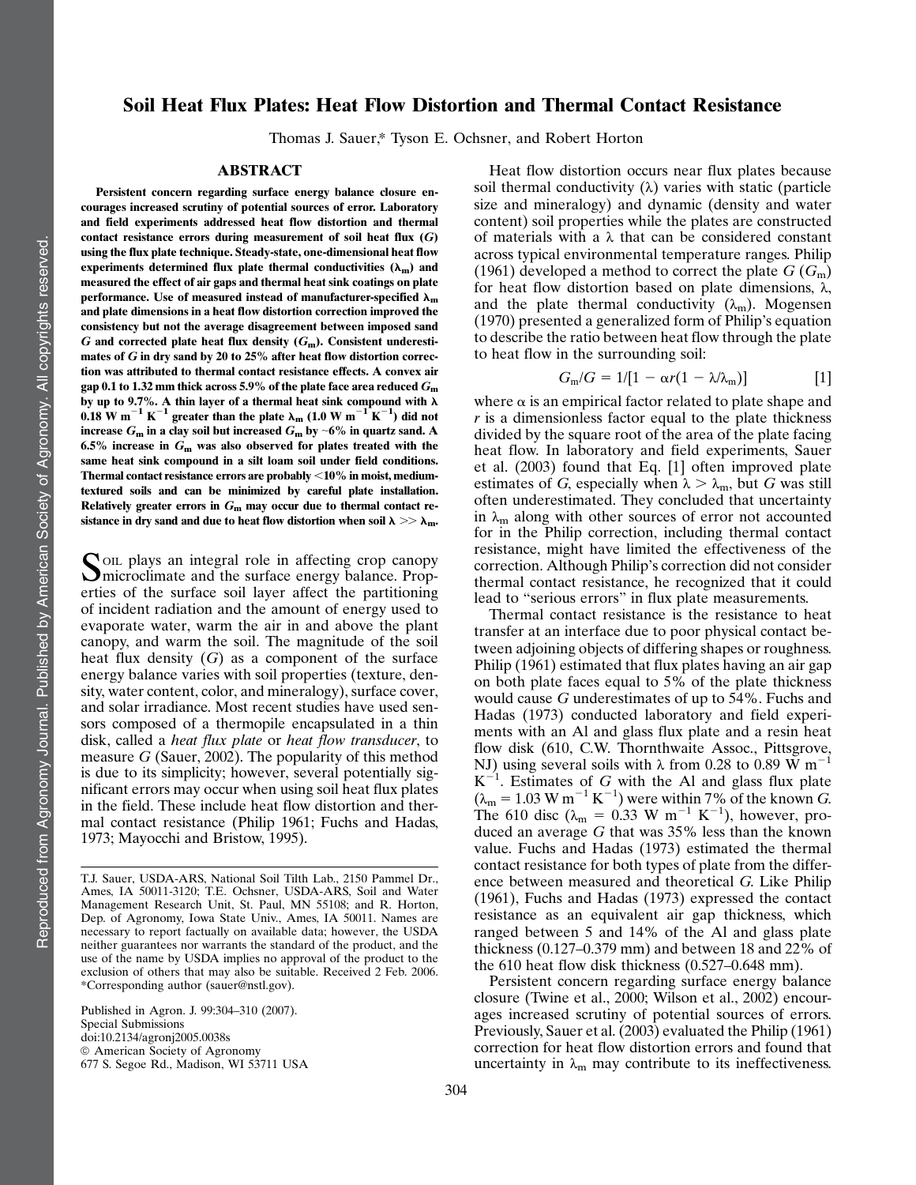# Soil Heat Flux Plates: Heat Flow Distortion and Thermal Contact Resistance

Thomas J. Sauer,* Tyson E. Ochsner, and Robert Horton

## ABSTRACT

**Persistent concern regarding surface energy balance closure encourages increased scrutiny of potential sources of error. Laboratory and field experiments addressed heat flow distortion and thermal contact resistance errors during measurement of soil heat flux ($G$) using the flux plate technique. Steady-state, one-dimensional heat flow experiments determined flux plate thermal conductivities ($\lambda_m$) and measured the effect of air gaps and thermal heat sink coatings on plate performance. Use of measured instead of manufacturer-specified $\lambda_m$ and plate dimensions in a heat flow distortion correction improved the consistency but not the average disagreement between imposed sand $G$ and corrected plate heat flux density ($G_m$). Consistent underestimates of $G$ in dry sand by 20 to 25% after heat flow distortion correction was attributed to thermal contact resistance effects. A convex air gap 0.1 to 1.32 mm thick across 5.9% of the plate face area reduced $G_m$ by up to 9.7%. A thin layer of a thermal heat sink compound with $\lambda$ 0.18 W m$^{-1}$ K$^{-1}$ greater than the plate $\lambda_m$ (1.0 W m$^{-1}$ K$^{-1}$) did not increase $G_m$ in a clay soil but increased $G_m$ by ~6% in quartz sand. A 6.5% increase in $G_m$ was also observed for plates treated with the same heat sink compound in a silt loam soil under field conditions. Thermal contact resistance errors are probably <10% in moist, medium-textured soils and can be minimized by careful plate installation. Relatively greater errors in $G_m$ may occur due to thermal contact resistance in dry sand and due to heat flow distortion when soil $\lambda >> \lambda_m$.**

Soil plays an integral role in affecting crop canopy microclimate and the surface energy balance. Properties of the surface soil layer affect the partitioning of incident radiation and the amount of energy used to evaporate water, warm the air in and above the plant canopy, and warm the soil. The magnitude of the soil heat flux density ($G$) as a component of the surface energy balance varies with soil properties (texture, density, water content, color, and mineralogy), surface cover, and solar irradiance. Most recent studies have used sensors composed of a thermopile encapsulated in a thin disk, called a *heat flux plate* or *heat flow transducer*, to measure $G$ (Sauer, 2002). The popularity of this method is due to its simplicity; however, several potentially significant errors may occur when using soil heat flux plates in the field. These include heat flow distortion and thermal contact resistance (Philip 1961; Fuchs and Hadas, 1973; Mayocchi and Bristow, 1995).

T.J. Sauer, USDA-ARS, National Soil Tilth Lab., 2150 Pammel Dr., Ames, IA 50011-3120; T.E. Ochsner, USDA-ARS, Soil and Water Management Research Unit, St. Paul, MN 55108; and R. Horton, Dep. of Agronomy, Iowa State Univ., Ames, IA 50011. Names are necessary to report factually on available data; however, the USDA neither guarantees nor warrants the standard of the product, and the use of the name by USDA implies no approval of the product to the exclusion of others that may also be suitable. Received 2 Feb. 2006. *Corresponding author (sauer@nstl.gov).

Published in Agron. J. 99:304–310 (2007).
Special Submissions
doi:10.2134/agronj2005.0038s
© American Society of Agronomy
677 S. Segoe Rd., Madison, WI 53711 USA

Heat flow distortion occurs near flux plates because soil thermal conductivity ($\lambda$) varies with static (particle size and mineralogy) and dynamic (density and water content) soil properties while the plates are constructed of materials with a $\lambda$ that can be considered constant across typical environmental temperature ranges. Philip (1961) developed a method to correct the plate $G$ ($G_m$) for heat flow distortion based on plate dimensions, $\lambda$, and the plate thermal conductivity ($\lambda_m$). Mogensen (1970) presented a generalized form of Philip's equation to describe the ratio between heat flow through the plate to heat flow in the surrounding soil:

$$G_m/G = 1/[1 - \alpha r(1 - \lambda/\lambda_m)] \quad [1]$$

where $\alpha$ is an empirical factor related to plate shape and $r$ is a dimensionless factor equal to the plate thickness divided by the square root of the area of the plate facing heat flow. In laboratory and field experiments, Sauer et al. (2003) found that Eq. [1] often improved plate estimates of $G$, especially when $\lambda > \lambda_m$, but $G$ was still often underestimated. They concluded that uncertainty in $\lambda_m$ along with other sources of error not accounted for in the Philip correction, including thermal contact resistance, might have limited the effectiveness of the correction. Although Philip's correction did not consider thermal contact resistance, he recognized that it could lead to "serious errors" in flux plate measurements.

Thermal contact resistance is the resistance to heat transfer at an interface due to poor physical contact between adjoining objects of differing shapes or roughness. Philip (1961) estimated that flux plates having an air gap on both plate faces equal to 5% of the plate thickness would cause $G$ underestimates of up to 54%. Fuchs and Hadas (1973) conducted laboratory and field experiments with an Al and glass flux plate and a resin heat flow disk (610, C.W. Thornthwaite Assoc., Pittsgrove, NJ) using several soils with $\lambda$ from 0.28 to 0.89 W m$^{-1}$ K$^{-1}$. Estimates of $G$ with the Al and glass flux plate ($\lambda_m$ = 1.03 W m$^{-1}$ K$^{-1}$) were within 7% of the known $G$. The 610 disc ($\lambda_m$ = 0.33 W m$^{-1}$ K$^{-1}$), however, produced an average $G$ that was 35% less than the known value. Fuchs and Hadas (1973) estimated the thermal contact resistance for both types of plate from the difference between measured and theoretical $G$. Like Philip (1961), Fuchs and Hadas (1973) expressed the contact resistance as an equivalent air gap thickness, which ranged between 5 and 14% of the Al and glass plate thickness (0.127–0.379 mm) and between 18 and 22% of the 610 heat flow disk thickness (0.527–0.648 mm).

Persistent concern regarding surface energy balance closure (Twine et al., 2000; Wilson et al., 2002) encourages increased scrutiny of potential sources of errors. Previously, Sauer et al. (2003) evaluated the Philip (1961) correction for heat flow distortion errors and found that uncertainty in $\lambda_m$ may contribute to its ineffectiveness.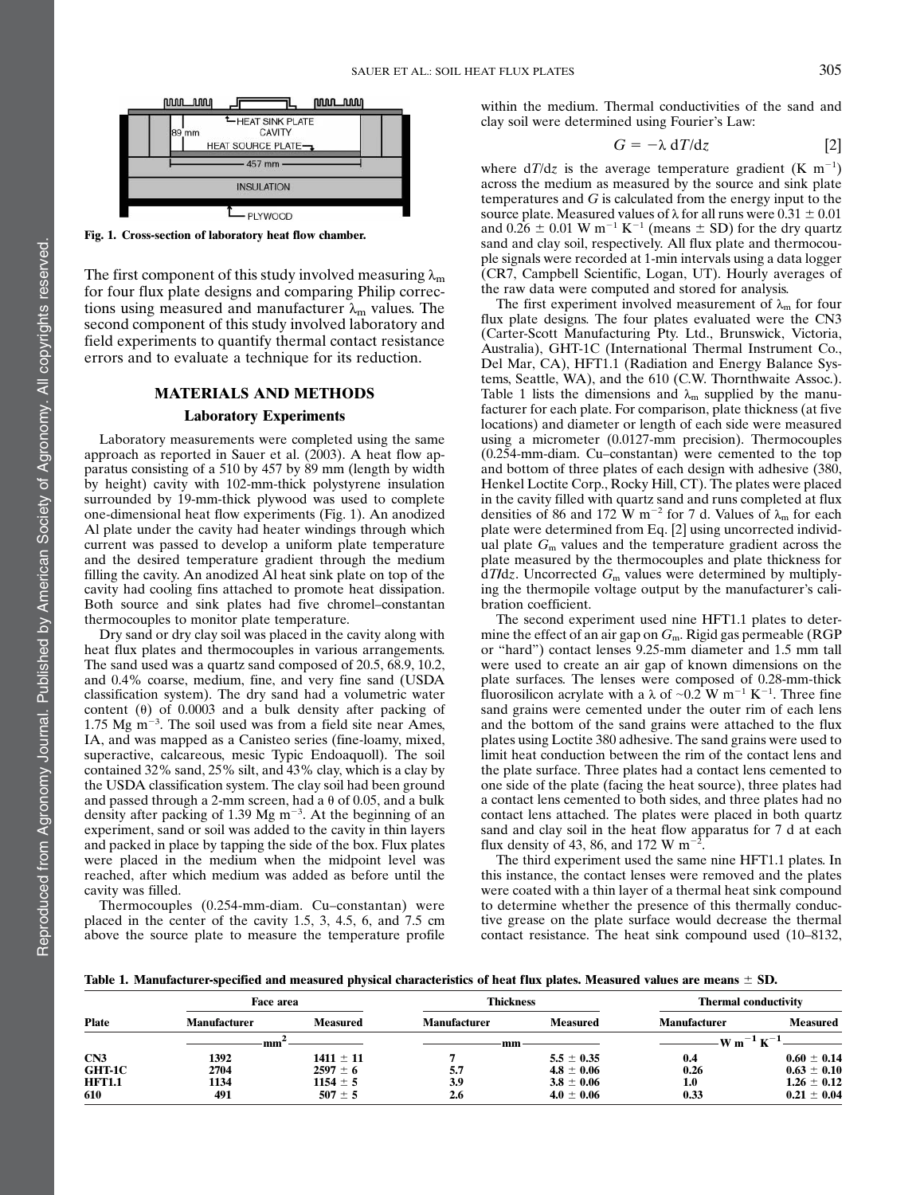Fig. 1. Cross-section of laboratory heat flow chamber.

The first component of this study involved measuring $\lambda_m$ for four flux plate designs and comparing Philip corrections using measured and manufacturer $\lambda_m$ values. The second component of this study involved laboratory and field experiments to quantify thermal contact resistance errors and to evaluate a technique for its reduction.

## MATERIALS AND METHODS

### Laboratory Experiments

Laboratory measurements were completed using the same approach as reported in Sauer et al. (2003). A heat flow apparatus consisting of a 510 by 457 by 89 mm (length by width by height) cavity with 102-mm-thick polystyrene insulation surrounded by 19-mm-thick plywood was used to complete one-dimensional heat flow experiments (Fig. 1). An anodized Al plate under the cavity had heater windings through which current was passed to develop a uniform plate temperature and the desired temperature gradient through the medium filling the cavity. An anodized Al heat sink plate on top of the cavity had cooling fins attached to promote heat dissipation. Both source and sink plates had five chromel–constantan thermocouples to monitor plate temperature.

Dry sand or dry clay soil was placed in the cavity along with heat flux plates and thermocouples in various arrangements. The sand used was a quartz sand composed of 20.5, 68.9, 10.2, and 0.4% coarse, medium, fine, and very fine sand (USDA classification system). The dry sand had a volumetric water content ($\theta$) of 0.0003 and a bulk density after packing of 1.75 Mg m$^{-3}$. The soil used was from a field site near Ames, IA, and was mapped as a Canisteo series (fine-loamy, mixed, superactive, calcareous, mesic Typic Endoaquoll). The soil contained 32% sand, 25% silt, and 43% clay, which is a clay by the USDA classification system. The clay soil had been ground and passed through a 2-mm screen, had a $\theta$ of 0.05, and a bulk density after packing of 1.39 Mg m$^{-3}$. At the beginning of an experiment, sand or soil was added to the cavity in thin layers and packed in place by tapping the side of the box. Flux plates were placed in the medium when the midpoint level was reached, after which medium was added as before until the cavity was filled.

Thermocouples (0.254-mm-diam. Cu–constantan) were placed in the center of the cavity 1.5, 3, 4.5, 6, and 7.5 cm above the source plate to measure the temperature profile within the medium. Thermal conductivities of the sand and clay soil were determined using Fourier's Law:

$$G = -\lambda \, dT/dz \qquad [2]$$

where $dT/dz$ is the average temperature gradient (K m$^{-1}$) across the medium as measured by the source and sink plate temperatures and $G$ is calculated from the energy input to the source plate. Measured values of $\lambda$ for all runs were 0.31 ± 0.01 and 0.26 ± 0.01 W m$^{-1}$ K$^{-1}$ (means ± SD) for the dry quartz sand and clay soil, respectively. All flux plate and thermocouple signals were recorded at 1-min intervals using a data logger (CR7, Campbell Scientific, Logan, UT). Hourly averages of the raw data were computed and stored for analysis.

The first experiment involved measurement of $\lambda_m$ for four flux plate designs. The four plates evaluated were the CN3 (Carter-Scott Manufacturing Pty. Ltd., Brunswick, Victoria, Australia), GHT-1C (International Thermal Instrument Co., Del Mar, CA), HFT1.1 (Radiation and Energy Balance Systems, Seattle, WA), and the 610 (C.W. Thornthwaite Assoc.). Table 1 lists the dimensions and $\lambda_m$ supplied by the manufacturer for each plate. For comparison, plate thickness (at five locations) and diameter or length of each side were measured using a micrometer (0.0127-mm precision). Thermocouples (0.254-mm-diam. Cu–constantan) were cemented to the top and bottom of three plates of each design with adhesive (380, Henkel Loctite Corp., Rocky Hill, CT). The plates were placed in the cavity filled with quartz sand and runs completed at flux densities of 86 and 172 W m$^{-2}$ for 7 d. Values of $\lambda_m$ for each plate were determined from Eq. [2] using uncorrected individual plate $G_m$ values and the temperature gradient across the plate measured by the thermocouples and plate thickness for $dT/dz$. Uncorrected $G_m$ values were determined by multiplying the thermopile voltage output by the manufacturer's calibration coefficient.

The second experiment used nine HFT1.1 plates to determine the effect of an air gap on $G_m$. Rigid gas permeable (RGP or "hard") contact lenses 9.25-mm diameter and 1.5 mm tall were used to create an air gap of known dimensions on the plate surfaces. The lenses were composed of 0.28-mm-thick fluorosilicon acrylate with a $\lambda$ of ~0.2 W m$^{-1}$ K$^{-1}$. Three fine sand grains were cemented under the outer rim of each lens and the bottom of the sand grains were attached to the flux plates using Loctite 380 adhesive. The sand grains were used to limit heat conduction between the rim of the contact lens and the plate surface. Three plates had a contact lens cemented to one side of the plate (facing the heat source), three plates had a contact lens cemented to both sides, and three plates had no contact lens attached. The plates were placed in both quartz sand and clay soil in the heat flow apparatus for 7 d at each flux density of 43, 86, and 172 W m$^{-2}$.

The third experiment used the same nine HFT1.1 plates. In this instance, the contact lenses were removed and the plates were coated with a thin layer of a thermal heat sink compound to determine whether the presence of this thermally conductive grease on the plate surface would decrease the thermal contact resistance. The heat sink compound used (10–8132,

Table 1. Manufacturer-specified and measured physical characteristics of heat flux plates. Measured values are means ± SD.

| Plate | Face area | | Thickness | | Thermal conductivity | |
|---|---|---|---|---|---|---|
| | Manufacturer | Measured | Manufacturer | Measured | Manufacturer | Measured |
| | mm$^2$ | | mm | | W m$^{-1}$ K$^{-1}$ | |
| CN3 | 1392 | 1411 ± 11 | 7 | 5.5 ± 0.35 | 0.4 | 0.60 ± 0.14 |
| GHT-1C | 2704 | 2597 ± 6 | 5.7 | 4.8 ± 0.06 | 0.26 | 0.63 ± 0.10 |
| HFT1.1 | 1134 | 1154 ± 5 | 3.9 | 3.8 ± 0.06 | 1.0 | 1.26 ± 0.12 |
| 610 | 491 | 507 ± 5 | 2.6 | 4.0 ± 0.06 | 0.33 | 0.21 ± 0.04 |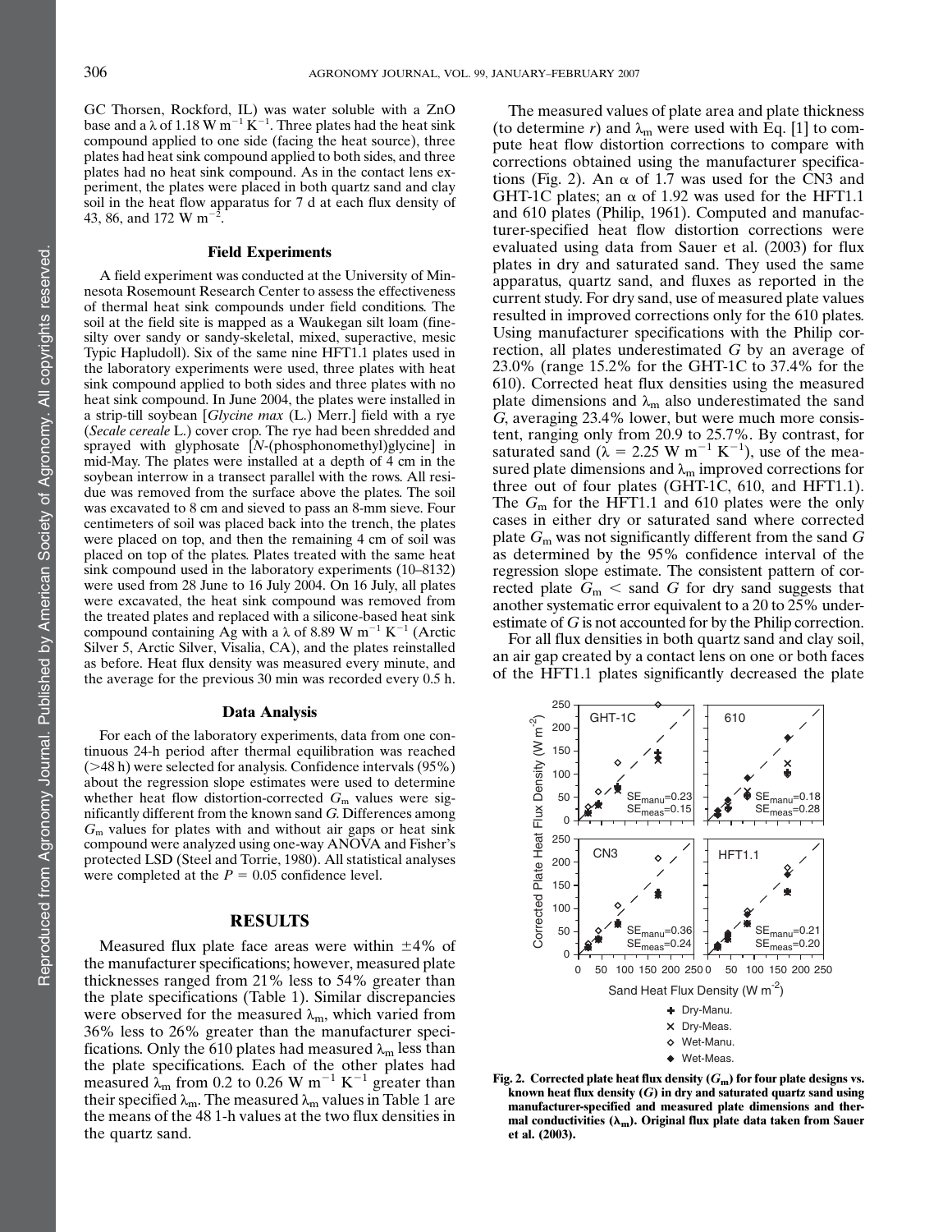GC Thorsen, Rockford, IL) was water soluble with a ZnO base and a $\lambda$ of 1.18 W $m^{-1}$ $K^{-1}$. Three plates had the heat sink compound applied to one side (facing the heat source), three plates had heat sink compound applied to both sides, and three plates had no heat sink compound. As in the contact lens experiment, the plates were placed in both quartz sand and clay soil in the heat flow apparatus for 7 d at each flux density of 43, 86, and 172 W $m^{-2}$.

### Field Experiments

A field experiment was conducted at the University of Minnesota Rosemount Research Center to assess the effectiveness of thermal heat sink compounds under field conditions. The soil at the field site is mapped as a Waukegan silt loam (fine-silty over sandy or sandy-skeletal, mixed, superactive, mesic Typic Hapludoll). Six of the same nine HFT1.1 plates used in the laboratory experiments were used, three plates with heat sink compound applied to both sides and three plates with no heat sink compound. In June 2004, the plates were installed in a strip-till soybean [*Glycine max* (L.) Merr.] field with a rye (*Secale cereale* L.) cover crop. The rye had been shredded and sprayed with glyphosate [*N*-(phosphonomethyl)glycine] in mid-May. The plates were installed at a depth of 4 cm in the soybean interrow in a transect parallel with the rows. All residue was removed from the surface above the plates. The soil was excavated to 8 cm and sieved to pass an 8-mm sieve. Four centimeters of soil was placed back into the trench, the plates were placed on top, and then the remaining 4 cm of soil was placed on top of the plates. Plates treated with the same heat sink compound used in the laboratory experiments (10–8132) were used from 28 June to 16 July 2004. On 16 July, all plates were excavated, the heat sink compound was removed from the treated plates and replaced with a silicone-based heat sink compound containing Ag with a $\lambda$ of 8.89 W $m^{-1}$ $K^{-1}$ (Arctic Silver 5, Arctic Silver, Visalia, CA), and the plates reinstalled as before. Heat flux density was measured every minute, and the average for the previous 30 min was recorded every 0.5 h.

### Data Analysis

For each of the laboratory experiments, data from one continuous 24-h period after thermal equilibration was reached (>48 h) were selected for analysis. Confidence intervals (95%) about the regression slope estimates were used to determine whether heat flow distortion-corrected $G_m$ values were significantly different from the known sand $G$. Differences among $G_m$ values for plates with and without air gaps or heat sink compound were analyzed using one-way ANOVA and Fisher's protected LSD (Steel and Torrie, 1980). All statistical analyses were completed at the $P = 0.05$ confidence level.

## RESULTS

Measured flux plate face areas were within ±4% of the manufacturer specifications; however, measured plate thicknesses ranged from 21% less to 54% greater than the plate specifications (Table 1). Similar discrepancies were observed for the measured $\lambda_m$, which varied from 36% less to 26% greater than the manufacturer specifications. Only the 610 plates had measured $\lambda_m$ less than the plate specifications. Each of the other plates had measured $\lambda_m$ from 0.2 to 0.26 W $m^{-1}$ $K^{-1}$ greater than their specified $\lambda_m$. The measured $\lambda_m$ values in Table 1 are the means of the 48 1-h values at the two flux densities in the quartz sand.

The measured values of plate area and plate thickness (to determine $r$) and $\lambda_m$ were used with Eq. [1] to compute heat flow distortion corrections to compare with corrections obtained using the manufacturer specifications (Fig. 2). An $\alpha$ of 1.7 was used for the CN3 and GHT-1C plates; an $\alpha$ of 1.92 was used for the HFT1.1 and 610 plates (Philip, 1961). Computed and manufacturer-specified heat flow distortion corrections were evaluated using data from Sauer et al. (2003) for flux plates in dry and saturated sand. They used the same apparatus, quartz sand, and fluxes as reported in the current study. For dry sand, use of measured plate values resulted in improved corrections only for the 610 plates. Using manufacturer specifications with the Philip correction, all plates underestimated $G$ by an average of 23.0% (range 15.2% for the GHT-1C to 37.4% for the 610). Corrected heat flux densities using the measured plate dimensions and $\lambda_m$ also underestimated the sand $G$, averaging 23.4% lower, but were much more consistent, ranging only from 20.9 to 25.7%. By contrast, for saturated sand ($\lambda$ = 2.25 W $m^{-1}$ $K^{-1}$), use of the measured plate dimensions and $\lambda_m$ improved corrections for three out of four plates (GHT-1C, 610, and HFT1.1). The $G_m$ for the HFT1.1 and 610 plates were the only cases in either dry or saturated sand where corrected plate $G_m$ was not significantly different from the sand $G$ as determined by the 95% confidence interval of the regression slope estimate. The consistent pattern of corrected plate $G_m$ < sand $G$ for dry sand suggests that another systematic error equivalent to a 20 to 25% underestimate of $G$ is not accounted for by the Philip correction.

For all flux densities in both quartz sand and clay soil, an air gap created by a contact lens on one or both faces of the HFT1.1 plates significantly decreased the plate

**Fig. 2. Corrected plate heat flux density ($G_m$) for four plate designs vs. known heat flux density ($G$) in dry and saturated quartz sand using manufacturer-specified and measured plate dimensions and thermal conductivities ($\lambda_m$). Original flux plate data taken from Sauer et al. (2003).**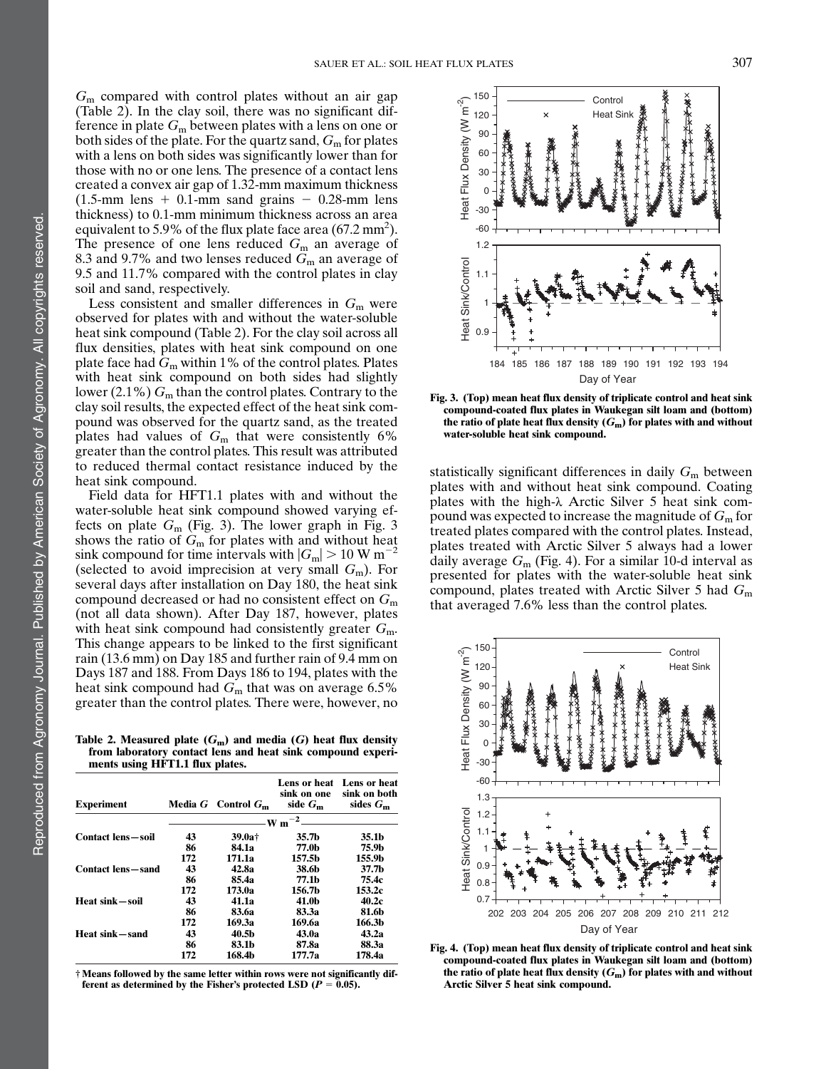$G_m$ compared with control plates without an air gap (Table 2). In the clay soil, there was no significant difference in plate $G_m$ between plates with a lens on one or both sides of the plate. For the quartz sand, $G_m$ for plates with a lens on both sides was significantly lower than for those with no or one lens. The presence of a contact lens created a convex air gap of 1.32-mm maximum thickness (1.5-mm lens + 0.1-mm sand grains − 0.28-mm lens thickness) to 0.1-mm minimum thickness across an area equivalent to 5.9% of the flux plate face area (67.2 mm$^2$). The presence of one lens reduced $G_m$ an average of 8.3 and 9.7% and two lenses reduced $G_m$ an average of 9.5 and 11.7% compared with the control plates in clay soil and sand, respectively.

Less consistent and smaller differences in $G_m$ were observed for plates with and without the water-soluble heat sink compound (Table 2). For the clay soil across all flux densities, plates with heat sink compound on one plate face had $G_m$ within 1% of the control plates. Plates with heat sink compound on both sides had slightly lower (2.1%) $G_m$ than the control plates. Contrary to the clay soil results, the expected effect of the heat sink compound was observed for the quartz sand, as the treated plates had values of $G_m$ that were consistently 6% greater than the control plates. This result was attributed to reduced thermal contact resistance induced by the heat sink compound.

Field data for HFT1.1 plates with and without the water-soluble heat sink compound showed varying effects on plate $G_m$ (Fig. 3). The lower graph in Fig. 3 shows the ratio of $G_m$ for plates with and without heat sink compound for time intervals with $|G_m| > 10$ W m$^{-2}$ (selected to avoid imprecision at very small $G_m$). For several days after installation on Day 180, the heat sink compound decreased or had no consistent effect on $G_m$ (not all data shown). After Day 187, however, plates with heat sink compound had consistently greater $G_m$. This change appears to be linked to the first significant rain (13.6 mm) on Day 185 and further rain of 9.4 mm on Days 187 and 188. From Days 186 to 194, plates with the heat sink compound had $G_m$ that was on average 6.5% greater than the control plates. There were, however, no statistically significant differences in daily $G_m$ between plates with and without heat sink compound. Coating the plates with the high-λ Arctic Silver 5 heat sink compound was expected to increase the magnitude of $G_m$ for treated plates compared with the control plates. Instead, plates treated with Arctic Silver 5 always had a lower daily average $G_m$ (Fig. 4). For a similar 10-d interval as presented for plates with the water-soluble heat sink compound, plates treated with Arctic Silver 5 had $G_m$ that averaged 7.6% less than the control plates.

**Table 2. Measured plate ($G_m$) and media ($G$) heat flux density from laboratory contact lens and heat sink compound experiments using HFT1.1 flux plates.**

| Experiment | Media $G$ | Control $G_m$ | Lens or heat sink on one side $G_m$ | Lens or heat sink on both sides $G_m$ |
|---|---|---|---|---|
| | W m$^{-2}$ | | | |
| **Contact lens—soil** | **43** | **39.0a†** | **35.7b** | **35.1b** |
| | **86** | **84.1a** | **77.0b** | **75.9b** |
| | **172** | **171.1a** | **157.5b** | **155.9b** |
| **Contact lens—sand** | **43** | **42.8a** | **38.6b** | **37.7b** |
| | **86** | **85.4a** | **77.1b** | **75.4c** |
| | **172** | **173.0a** | **156.7b** | **153.2c** |
| **Heat sink—soil** | **43** | **41.1a** | **41.0b** | **40.2c** |
| | **86** | **83.6a** | **83.3a** | **81.6b** |
| | **172** | **169.3a** | **169.6a** | **166.3b** |
| **Heat sink—sand** | **43** | **40.5b** | **43.0a** | **43.2a** |
| | **86** | **83.1b** | **87.8a** | **88.3a** |
| | **172** | **168.4b** | **177.7a** | **178.4a** |

† Means followed by the same letter within rows were not significantly different as determined by the Fisher's protected LSD ($P = 0.05$).

**Fig. 3. (Top) mean heat flux density of triplicate control and heat sink compound-coated flux plates in Waukegan silt loam and (bottom) the ratio of plate heat flux density ($G_m$) for plates with and without water-soluble heat sink compound.**

**Fig. 4. (Top) mean heat flux density of triplicate control and heat sink compound-coated flux plates in Waukegan silt loam and (bottom) the ratio of plate heat flux density ($G_m$) for plates with and without Arctic Silver 5 heat sink compound.**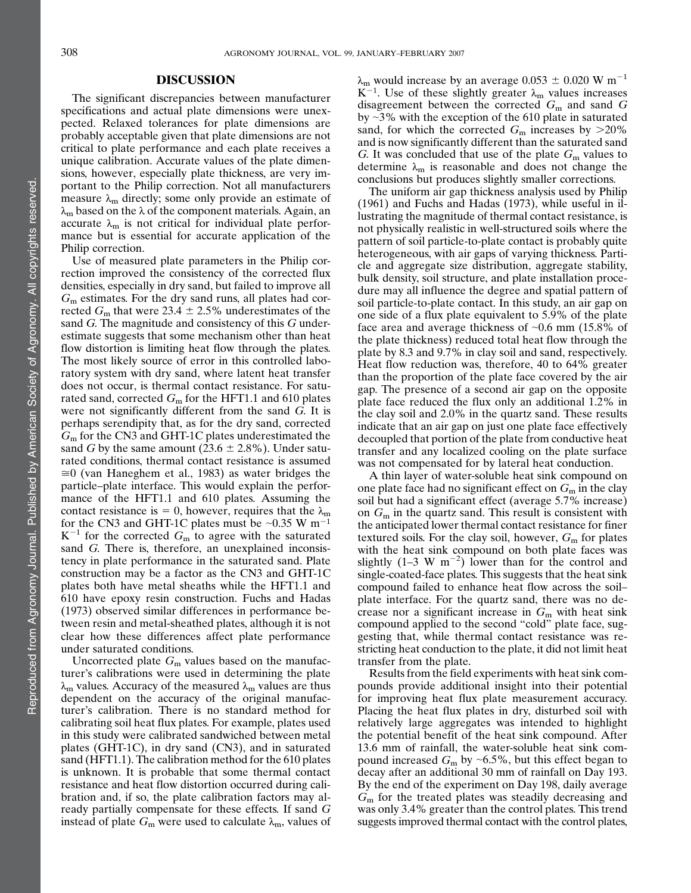## DISCUSSION

The significant discrepancies between manufacturer specifications and actual plate dimensions were unexpected. Relaxed tolerances for plate dimensions are probably acceptable given that plate dimensions are not critical to plate performance and each plate receives a unique calibration. Accurate values of the plate dimensions, however, especially plate thickness, are very important to the Philip correction. Not all manufacturers measure $\lambda_m$ directly; some only provide an estimate of $\lambda_m$ based on the $\lambda$ of the component materials. Again, an accurate $\lambda_m$ is not critical for individual plate performance but is essential for accurate application of the Philip correction.

Use of measured plate parameters in the Philip correction improved the consistency of the corrected flux densities, especially in dry sand, but failed to improve all $G_m$ estimates. For the dry sand runs, all plates had corrected $G_m$ that were 23.4 ± 2.5% underestimates of the sand $G$. The magnitude and consistency of this $G$ underestimate suggests that some mechanism other than heat flow distortion is limiting heat flow through the plates. The most likely source of error in this controlled laboratory system with dry sand, where latent heat transfer does not occur, is thermal contact resistance. For saturated sand, corrected $G_m$ for the HFT1.1 and 610 plates were not significantly different from the sand $G$. It is perhaps serendipity that, as for the dry sand, corrected $G_m$ for the CN3 and GHT-1C plates underestimated the sand $G$ by the same amount (23.6 ± 2.8%). Under saturated conditions, thermal contact resistance is assumed ≅0 (van Haneghem et al., 1983) as water bridges the particle–plate interface. This would explain the performance of the HFT1.1 and 610 plates. Assuming the contact resistance is = 0, however, requires that the $\lambda_m$ for the CN3 and GHT-1C plates must be ~0.35 W $m^{-1}$ $K^{-1}$ for the corrected $G_m$ to agree with the saturated sand $G$. There is, therefore, an unexplained inconsistency in plate performance in the saturated sand. Plate construction may be a factor as the CN3 and GHT-1C plates both have metal sheaths while the HFT1.1 and 610 have epoxy resin construction. Fuchs and Hadas (1973) observed similar differences in performance between resin and metal-sheathed plates, although it is not clear how these differences affect plate performance under saturated conditions.

Uncorrected plate $G_m$ values based on the manufacturer's calibrations were used in determining the plate $\lambda_m$ values. Accuracy of the measured $\lambda_m$ values are thus dependent on the accuracy of the original manufacturer's calibration. There is no standard method for calibrating soil heat flux plates. For example, plates used in this study were calibrated sandwiched between metal plates (GHT-1C), in dry sand (CN3), and in saturated sand (HFT1.1). The calibration method for the 610 plates is unknown. It is probable that some thermal contact resistance and heat flow distortion occurred during calibration and, if so, the plate calibration factors may already partially compensate for these effects. If sand $G$ instead of plate $G_m$ were used to calculate $\lambda_m$, values of $\lambda_m$ would increase by an average 0.053 ± 0.020 W $m^{-1}$ $K^{-1}$. Use of these slightly greater $\lambda_m$ values increases disagreement between the corrected $G_m$ and sand $G$ by ~3% with the exception of the 610 plate in saturated sand, for which the corrected $G_m$ increases by >20% and is now significantly different than the saturated sand $G$. It was concluded that use of the plate $G_m$ values to determine $\lambda_m$ is reasonable and does not change the conclusions but produces slightly smaller corrections.

The uniform air gap thickness analysis used by Philip (1961) and Fuchs and Hadas (1973), while useful in illustrating the magnitude of thermal contact resistance, is not physically realistic in well-structured soils where the pattern of soil particle-to-plate contact is probably quite heterogeneous, with air gaps of varying thickness. Particle and aggregate size distribution, aggregate stability, bulk density, soil structure, and plate installation procedure may all influence the degree and spatial pattern of soil particle-to-plate contact. In this study, an air gap on one side of a flux plate equivalent to 5.9% of the plate face area and average thickness of ~0.6 mm (15.8% of the plate thickness) reduced total heat flow through the plate by 8.3 and 9.7% in clay soil and sand, respectively. Heat flow reduction was, therefore, 40 to 64% greater than the proportion of the plate face covered by the air gap. The presence of a second air gap on the opposite plate face reduced the flux only an additional 1.2% in the clay soil and 2.0% in the quartz sand. These results indicate that an air gap on just one plate face effectively decoupled that portion of the plate from conductive heat transfer and any localized cooling on the plate surface was not compensated for by lateral heat conduction.

A thin layer of water-soluble heat sink compound on one plate face had no significant effect on $G_m$ in the clay soil but had a significant effect (average 5.7% increase) on $G_m$ in the quartz sand. This result is consistent with the anticipated lower thermal contact resistance for finer textured soils. For the clay soil, however, $G_m$ for plates with the heat sink compound on both plate faces was slightly (1–3 W $m^{-2}$) lower than for the control and single-coated-face plates. This suggests that the heat sink compound failed to enhance heat flow across the soil–plate interface. For the quartz sand, there was no decrease nor a significant increase in $G_m$ with heat sink compound applied to the second "cold" plate face, suggesting that, while thermal contact resistance was restricting heat conduction to the plate, it did not limit heat transfer from the plate.

Results from the field experiments with heat sink compounds provide additional insight into their potential for improving heat flux plate measurement accuracy. Placing the heat flux plates in dry, disturbed soil with relatively large aggregates was intended to highlight the potential benefit of the heat sink compound. After 13.6 mm of rainfall, the water-soluble heat sink compound increased $G_m$ by ~6.5%, but this effect began to decay after an additional 30 mm of rainfall on Day 193. By the end of the experiment on Day 198, daily average $G_m$ for the treated plates was steadily decreasing and was only 3.4% greater than the control plates. This trend suggests improved thermal contact with the control plates,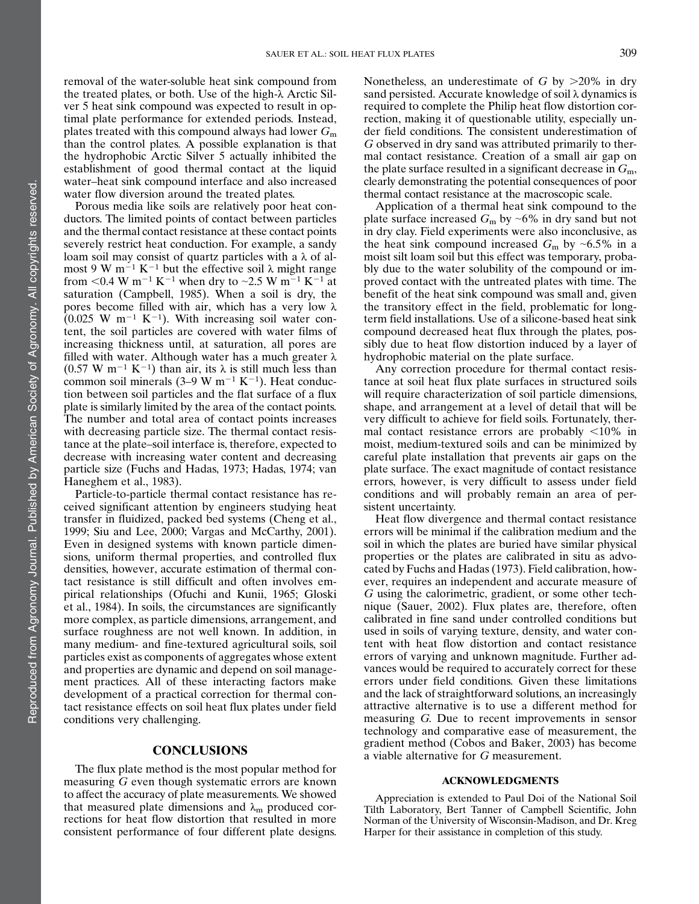removal of the water-soluble heat sink compound from the treated plates, or both. Use of the high-λ Arctic Silver 5 heat sink compound was expected to result in optimal plate performance for extended periods. Instead, plates treated with this compound always had lower $G_m$ than the control plates. A possible explanation is that the hydrophobic Arctic Silver 5 actually inhibited the establishment of good thermal contact at the liquid water–heat sink compound interface and also increased water flow diversion around the treated plates.

Porous media like soils are relatively poor heat conductors. The limited points of contact between particles and the thermal contact resistance at these contact points severely restrict heat conduction. For example, a sandy loam soil may consist of quartz particles with a λ of almost 9 W $m^{-1}$ $K^{-1}$ but the effective soil λ might range from <0.4 W $m^{-1}$ $K^{-1}$ when dry to ~2.5 W $m^{-1}$ $K^{-1}$ at saturation (Campbell, 1985). When a soil is dry, the pores become filled with air, which has a very low λ (0.025 W $m^{-1}$ $K^{-1}$). With increasing soil water content, the soil particles are covered with water films of increasing thickness until, at saturation, all pores are filled with water. Although water has a much greater λ (0.57 W $m^{-1}$ $K^{-1}$) than air, its λ is still much less than common soil minerals (3–9 W $m^{-1}$ $K^{-1}$). Heat conduction between soil particles and the flat surface of a flux plate is similarly limited by the area of the contact points. The number and total area of contact points increases with decreasing particle size. The thermal contact resistance at the plate–soil interface is, therefore, expected to decrease with increasing water content and decreasing particle size (Fuchs and Hadas, 1973; Hadas, 1974; van Haneghem et al., 1983).

Particle-to-particle thermal contact resistance has received significant attention by engineers studying heat transfer in fluidized, packed bed systems (Cheng et al., 1999; Siu and Lee, 2000; Vargas and McCarthy, 2001). Even in designed systems with known particle dimensions, uniform thermal properties, and controlled flux densities, however, accurate estimation of thermal contact resistance is still difficult and often involves empirical relationships (Ofuchi and Kunii, 1965; Gloski et al., 1984). In soils, the circumstances are significantly more complex, as particle dimensions, arrangement, and surface roughness are not well known. In addition, in many medium- and fine-textured agricultural soils, soil particles exist as components of aggregates whose extent and properties are dynamic and depend on soil management practices. All of these interacting factors make development of a practical correction for thermal contact resistance effects on soil heat flux plates under field conditions very challenging.

## CONCLUSIONS

The flux plate method is the most popular method for measuring $G$ even though systematic errors are known to affect the accuracy of plate measurements. We showed that measured plate dimensions and $\lambda_m$ produced corrections for heat flow distortion that resulted in more consistent performance of four different plate designs. Nonetheless, an underestimate of $G$ by >20% in dry sand persisted. Accurate knowledge of soil λ dynamics is required to complete the Philip heat flow distortion correction, making it of questionable utility, especially under field conditions. The consistent underestimation of $G$ observed in dry sand was attributed primarily to thermal contact resistance. Creation of a small air gap on the plate surface resulted in a significant decrease in $G_m$, clearly demonstrating the potential consequences of poor thermal contact resistance at the macroscopic scale.

Application of a thermal heat sink compound to the plate surface increased $G_m$ by ~6% in dry sand but not in dry clay. Field experiments were also inconclusive, as the heat sink compound increased $G_m$ by ~6.5% in a moist silt loam soil but this effect was temporary, probably due to the water solubility of the compound or improved contact with the untreated plates with time. The benefit of the heat sink compound was small and, given the transitory effect in the field, problematic for long-term field installations. Use of a silicone-based heat sink compound decreased heat flux through the plates, possibly due to heat flow distortion induced by a layer of hydrophobic material on the plate surface.

Any correction procedure for thermal contact resistance at soil heat flux plate surfaces in structured soils will require characterization of soil particle dimensions, shape, and arrangement at a level of detail that will be very difficult to achieve for field soils. Fortunately, thermal contact resistance errors are probably <10% in moist, medium-textured soils and can be minimized by careful plate installation that prevents air gaps on the plate surface. The exact magnitude of contact resistance errors, however, is very difficult to assess under field conditions and will probably remain an area of persistent uncertainty.

Heat flow divergence and thermal contact resistance errors will be minimal if the calibration medium and the soil in which the plates are buried have similar physical properties or the plates are calibrated in situ as advocated by Fuchs and Hadas (1973). Field calibration, however, requires an independent and accurate measure of $G$ using the calorimetric, gradient, or some other technique (Sauer, 2002). Flux plates are, therefore, often calibrated in fine sand under controlled conditions but used in soils of varying texture, density, and water content with heat flow distortion and contact resistance errors of varying and unknown magnitude. Further advances would be required to accurately correct for these errors under field conditions. Given these limitations and the lack of straightforward solutions, an increasingly attractive alternative is to use a different method for measuring $G$. Due to recent improvements in sensor technology and comparative ease of measurement, the gradient method (Cobos and Baker, 2003) has become a viable alternative for $G$ measurement.

### ACKNOWLEDGMENTS

Appreciation is extended to Paul Doi of the National Soil Tilth Laboratory, Bert Tanner of Campbell Scientific, John Norman of the University of Wisconsin-Madison, and Dr. Kreg Harper for their assistance in completion of this study.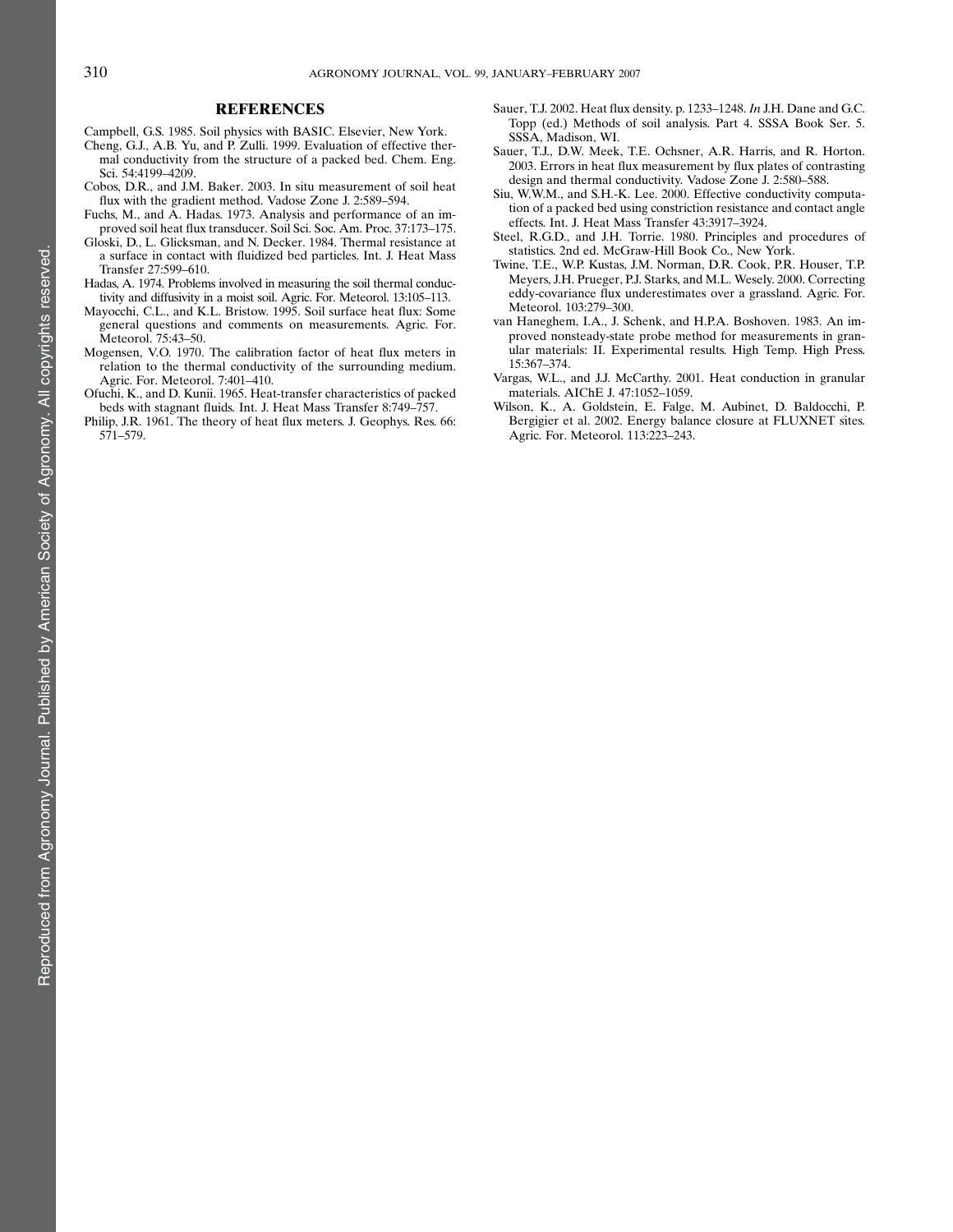## REFERENCES

Campbell, G.S. 1985. Soil physics with BASIC. Elsevier, New York.

Cheng, G.J., A.B. Yu, and P. Zulli. 1999. Evaluation of effective thermal conductivity from the structure of a packed bed. Chem. Eng. Sci. 54:4199–4209.

Cobos, D.R., and J.M. Baker. 2003. In situ measurement of soil heat flux with the gradient method. Vadose Zone J. 2:589–594.

Fuchs, M., and A. Hadas. 1973. Analysis and performance of an improved soil heat flux transducer. Soil Sci. Soc. Am. Proc. 37:173–175.

Gloski, D., L. Glicksman, and N. Decker. 1984. Thermal resistance at a surface in contact with fluidized bed particles. Int. J. Heat Mass Transfer 27:599–610.

Hadas, A. 1974. Problems involved in measuring the soil thermal conductivity and diffusivity in a moist soil. Agric. For. Meteorol. 13:105–113.

Mayocchi, C.L., and K.L. Bristow. 1995. Soil surface heat flux: Some general questions and comments on measurements. Agric. For. Meteorol. 75:43–50.

Mogensen, V.O. 1970. The calibration factor of heat flux meters in relation to the thermal conductivity of the surrounding medium. Agric. For. Meteorol. 7:401–410.

Ofuchi, K., and D. Kunii. 1965. Heat-transfer characteristics of packed beds with stagnant fluids. Int. J. Heat Mass Transfer 8:749–757.

Philip, J.R. 1961. The theory of heat flux meters. J. Geophys. Res. 66: 571–579.

Sauer, T.J. 2002. Heat flux density. p. 1233–1248. *In* J.H. Dane and G.C. Topp (ed.) Methods of soil analysis. Part 4. SSSA Book Ser. 5. SSSA, Madison, WI.

Sauer, T.J., D.W. Meek, T.E. Ochsner, A.R. Harris, and R. Horton. 2003. Errors in heat flux measurement by flux plates of contrasting design and thermal conductivity. Vadose Zone J. 2:580–588.

Siu, W.W.M., and S.H.-K. Lee. 2000. Effective conductivity computation of a packed bed using constriction resistance and contact angle effects. Int. J. Heat Mass Transfer 43:3917–3924.

Steel, R.G.D., and J.H. Torrie. 1980. Principles and procedures of statistics. 2nd ed. McGraw-Hill Book Co., New York.

Twine, T.E., W.P. Kustas, J.M. Norman, D.R. Cook, P.R. Houser, T.P. Meyers, J.H. Prueger, P.J. Starks, and M.L. Wesely. 2000. Correcting eddy-covariance flux underestimates over a grassland. Agric. For. Meteorol. 103:279–300.

van Haneghem, I.A., J. Schenk, and H.P.A. Boshoven. 1983. An improved nonsteady-state probe method for measurements in granular materials: II. Experimental results. High Temp. High Press. 15:367–374.

Vargas, W.L., and J.J. McCarthy. 2001. Heat conduction in granular materials. AIChE J. 47:1052–1059.

Wilson, K., A. Goldstein, E. Falge, M. Aubinet, D. Baldocchi, P. Bergigier et al. 2002. Energy balance closure at FLUXNET sites. Agric. For. Meteorol. 113:223–243.